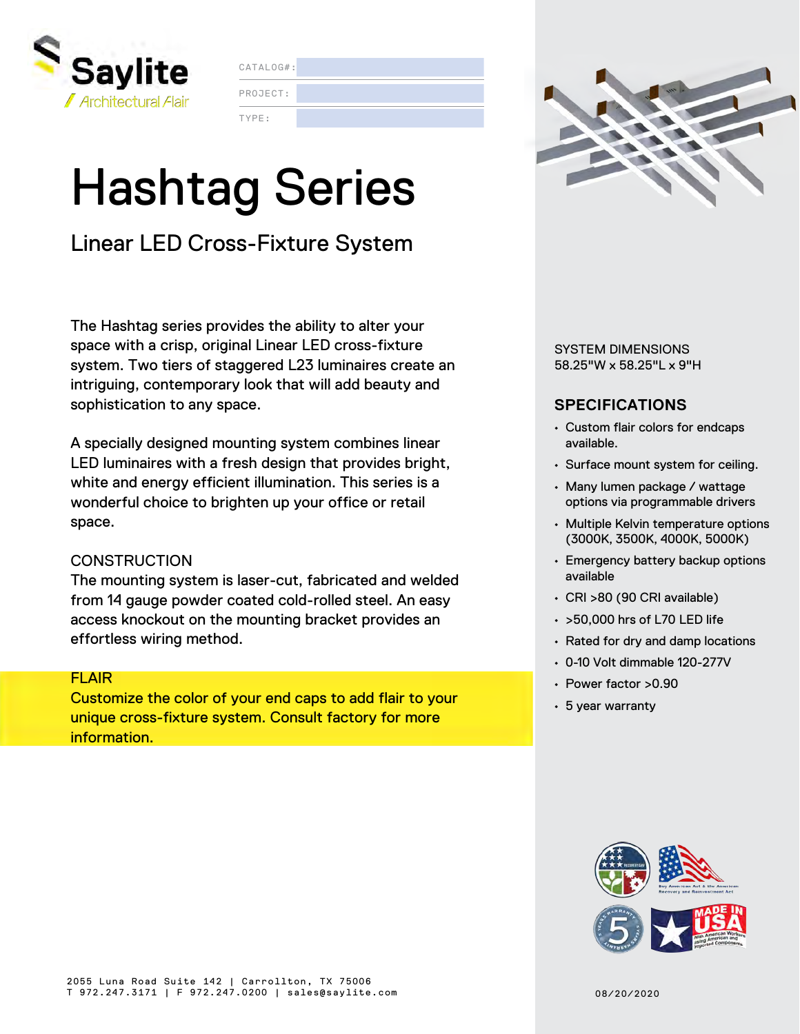Saylite
/ Architectural Flair

CATALOG#:

PROJECT:

TYPE:

# Hashtag Series

## Linear LED Cross-Fixture System

The Hashtag series provides the ability to alter your space with a crisp, original Linear LED cross-fixture system. Two tiers of staggered L23 luminaires create an intriguing, contemporary look that will add beauty and sophistication to any space.

A specially designed mounting system combines linear LED luminaires with a fresh design that provides bright, white and energy efficient illumination. This series is a wonderful choice to brighten up your office or retail space.

### CONSTRUCTION

The mounting system is laser-cut, fabricated and welded from 14 gauge powder coated cold-rolled steel. An easy access knockout on the mounting bracket provides an effortless wiring method.

### FLAIR

Customize the color of your end caps to add flair to your unique cross-fixture system. Consult factory for more information.

SYSTEM DIMENSIONS
58.25"W x 58.25"L x 9"H

### SPECIFICATIONS

- Custom flair colors for endcaps available.
- Surface mount system for ceiling.
- Many lumen package / wattage options via programmable drivers
- Multiple Kelvin temperature options (3000K, 3500K, 4000K, 5000K)
- Emergency battery backup options available
- CRI >80 (90 CRI available)
- >50,000 hrs of L70 LED life
- Rated for dry and damp locations
- 0-10 Volt dimmable 120-277V
- Power factor >0.90
- 5 year warranty

2055 Luna Road Suite 142 | Carrollton, TX 75006
T 972.247.3171 | F 972.247.0200 | sales@saylite.com

08/20/2020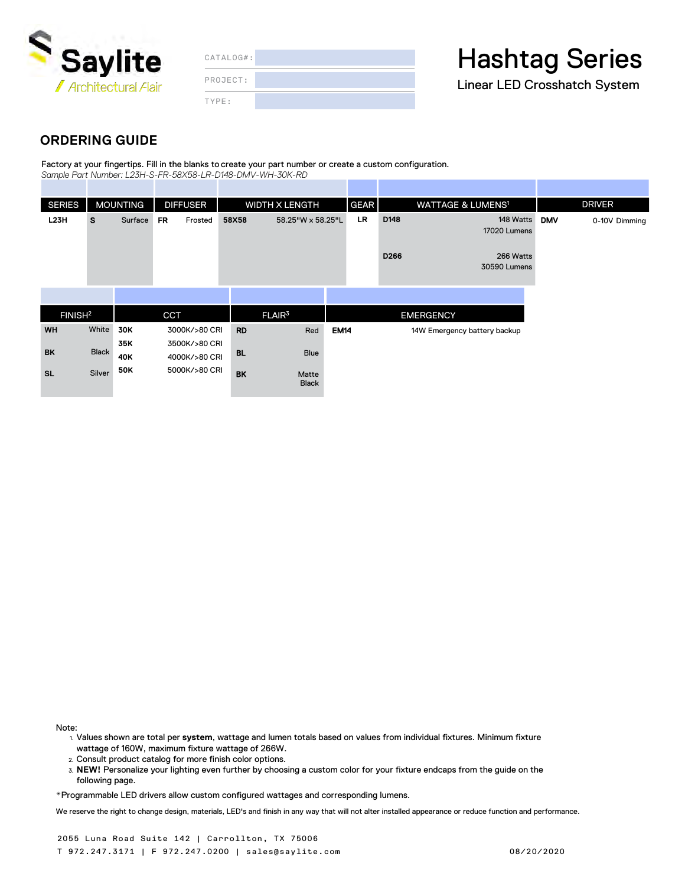Saylite
Architectural Flair

CATALOG#:

PROJECT:

TYPE:

# Hashtag Series

Linear LED Crosshatch System

## ORDERING GUIDE

Factory at your fingertips. Fill in the blanks to create your part number or create a custom configuration.
*Sample Part Number: L23H-S-FR-58X58-LR-D148-DMV-WH-30K-RD*

| SERIES | MOUNTING | | DIFFUSER | | WIDTH X LENGTH | | GEAR | WATTAGE & LUMENS[1] | | DRIVER | |
|---|---|---|---|---|---|---|---|---|---|---|---|
| **L23H** | **S** | Surface | **FR** | Frosted | **58X58** | 58.25"W x 58.25"L | **LR** | **D148** | 148 Watts 17020 Lumens | **DMV** | 0-10V Dimming |
| | | | | | | | | **D266** | 266 Watts 30590 Lumens | | |

| FINISH[2] | | CCT | | FLAIR[3] | | EMERGENCY | |
|---|---|---|---|---|---|---|---|
| **WH** | White | **30K** | 3000K/>80 CRI | **RD** | Red | **EM14** | 14W Emergency battery backup |
| | | **35K** | 3500K/>80 CRI | | | | |
| **BK** | Black | **40K** | 4000K/>80 CRI | **BL** | Blue | | |
| **SL** | Silver | **50K** | 5000K/>80 CRI | **BK** | Matte Black | | |

Note:

1. Values shown are total per **system**, wattage and lumen totals based on values from individual fixtures. Minimum fixture wattage of 160W, maximum fixture wattage of 266W.
2. Consult product catalog for more finish color options.
3. **NEW!** Personalize your lighting even further by choosing a custom color for your fixture endcaps from the guide on the following page.

*Programmable LED drivers allow custom configured wattages and corresponding lumens.

We reserve the right to change design, materials, LED's and finish in any way that will not alter installed appearance or reduce function and performance.

2055 Luna Road Suite 142 | Carrollton, TX 75006
T 972.247.3171 | F 972.247.0200 | sales@saylite.com

08/20/2020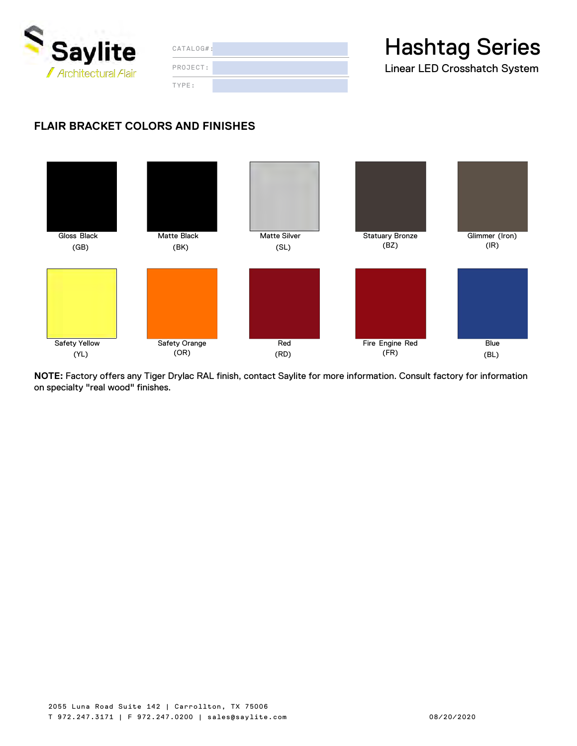Saylite
Architectural Flair

CATALOG#:
PROJECT:
TYPE:

# Hashtag Series

Linear LED Crosshatch System

## FLAIR BRACKET COLORS AND FINISHES

| | | | | |
|---|---|---|---|---|
| Gloss Black (GB) | Matte Black (BK) | Matte Silver (SL) | Statuary Bronze (BZ) | Glimmer (Iron) (IR) |
| Safety Yellow (YL) | Safety Orange (OR) | Red (RD) | Fire Engine Red (FR) | Blue (BL) |

**NOTE:** Factory offers any Tiger Drylac RAL finish, contact Saylite for more information. Consult factory for information on specialty "real wood" finishes.

2055 Luna Road Suite 142 | Carrollton, TX 75006
T 972.247.3171 | F 972.247.0200 | sales@saylite.com

08/20/2020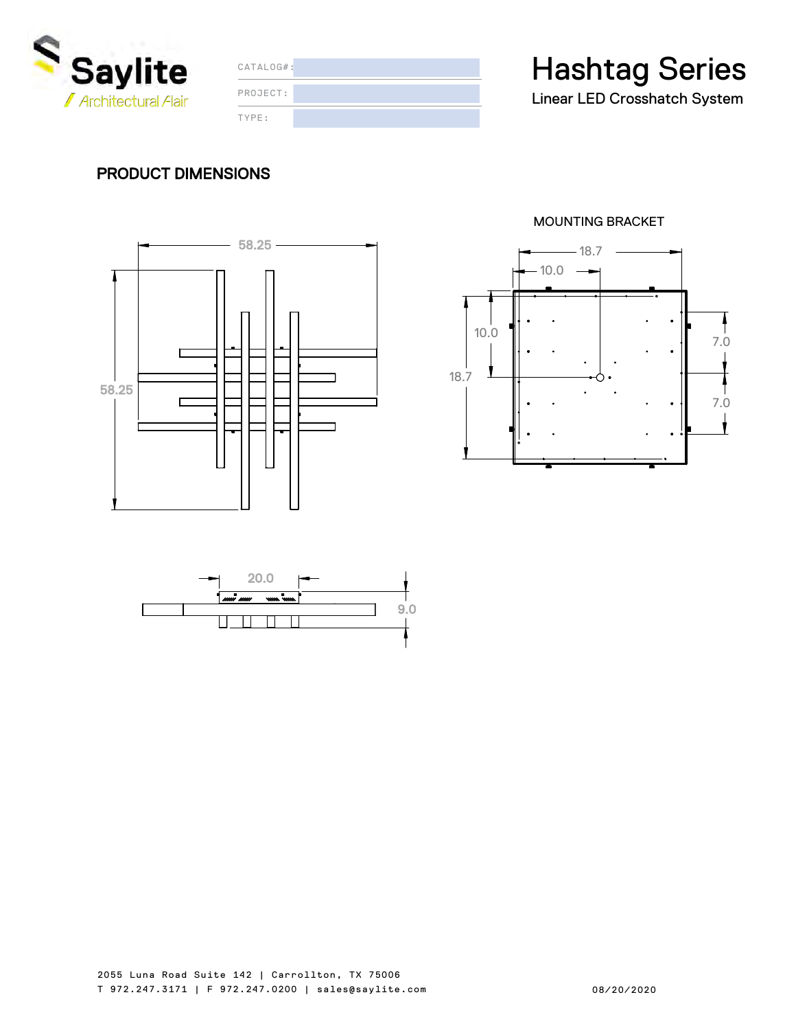Saylite
Architectural Flair

CATALOG#:

PROJECT:

TYPE:

# Hashtag Series

Linear LED Crosshatch System

## PRODUCT DIMENSIONS

58.25

58.25

MOUNTING BRACKET

18.7

10.0

10.0

18.7

7.0

7.0

20.0

9.0

2055 Luna Road Suite 142 | Carrollton, TX 75006
T 972.247.3171 | F 972.247.0200 | sales@saylite.com

08/20/2020